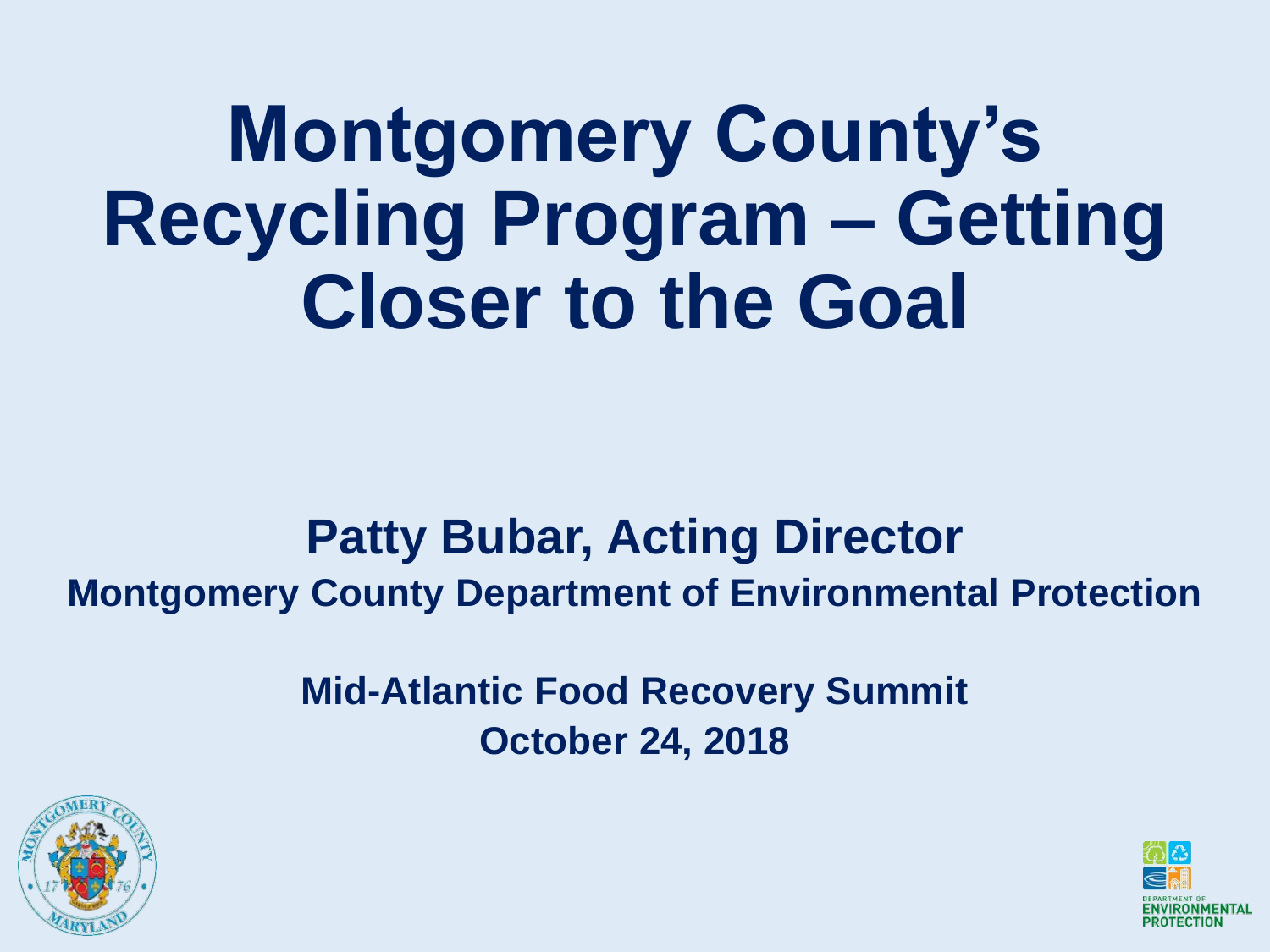# Montgomery County's Recycling Program – Getting Closer to the Goal

**Patty Bubar, Acting Director**

**Montgomery County Department of Environmental Protection**

**Mid-Atlantic Food Recovery Summit**

**October 24, 2018**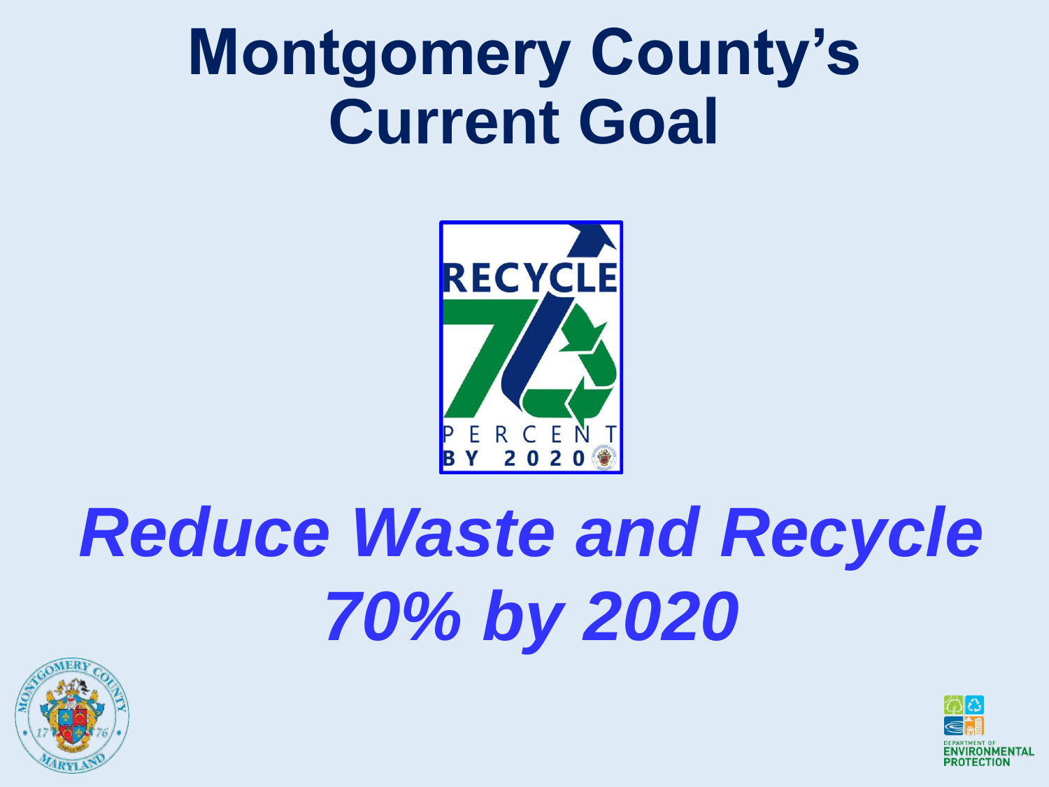# Montgomery County's Current Goal

*Reduce Waste and Recycle 70% by 2020*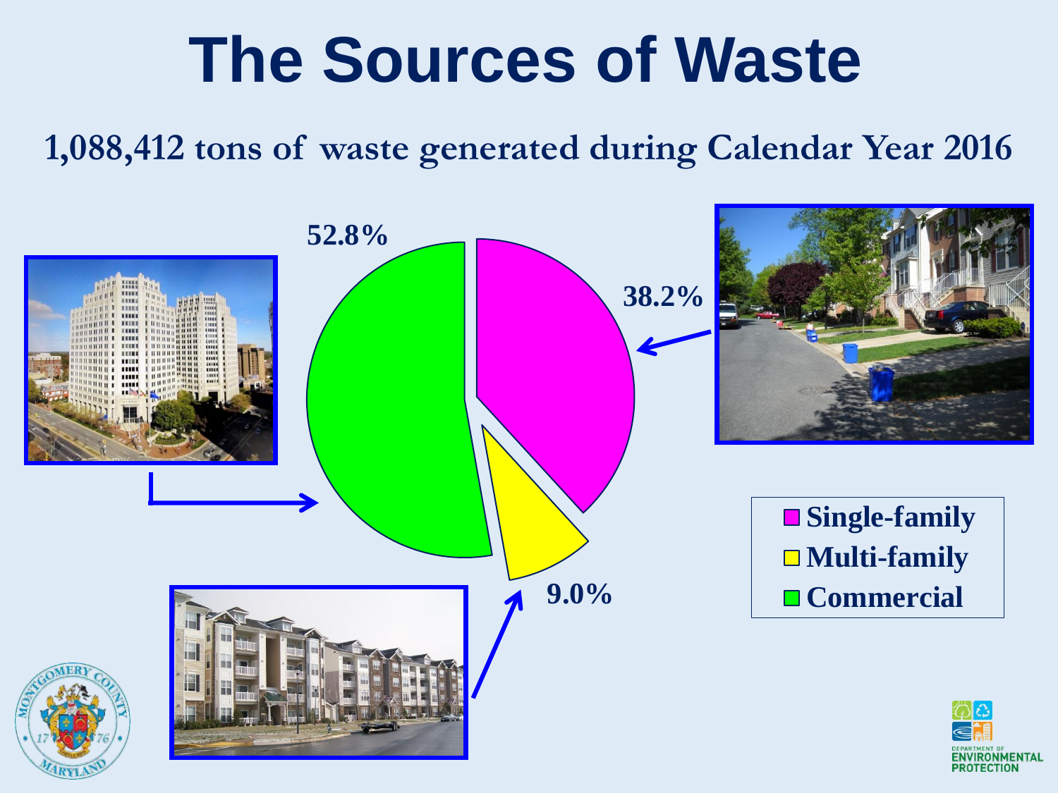# The Sources of Waste

**1,088,412 tons of waste generated during Calendar Year 2016**

52.8%

38.2%

9.0%

- Single-family
- Multi-family
- Commercial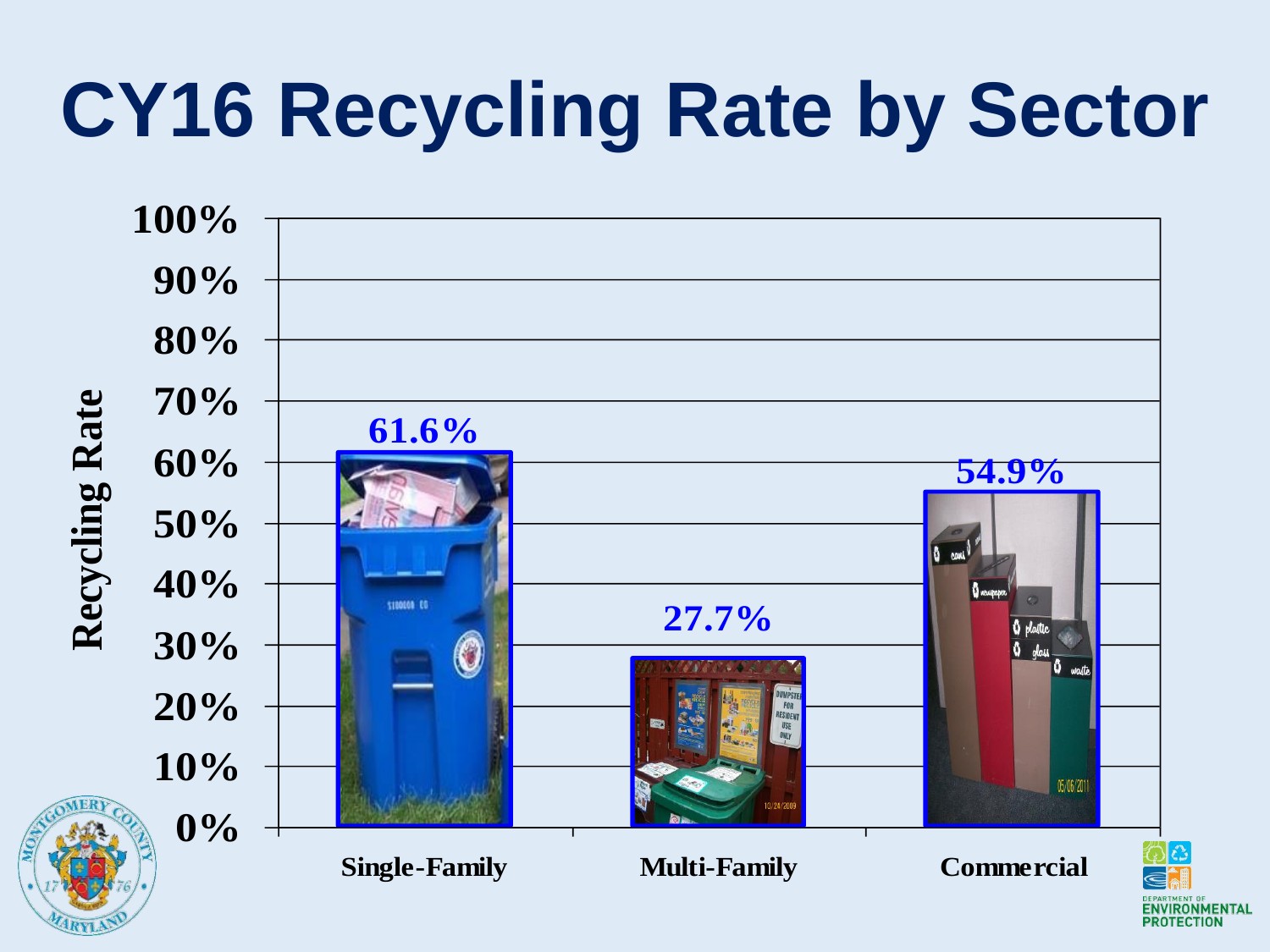# CY16 Recycling Rate by Sector

| Sector | Recycling Rate |
| --- | --- |
| Single-Family | 61.6% |
| Multi-Family | 27.7% |
| Commercial | 54.9% |

DEPARTMENT OF ENVIRONMENTAL PROTECTION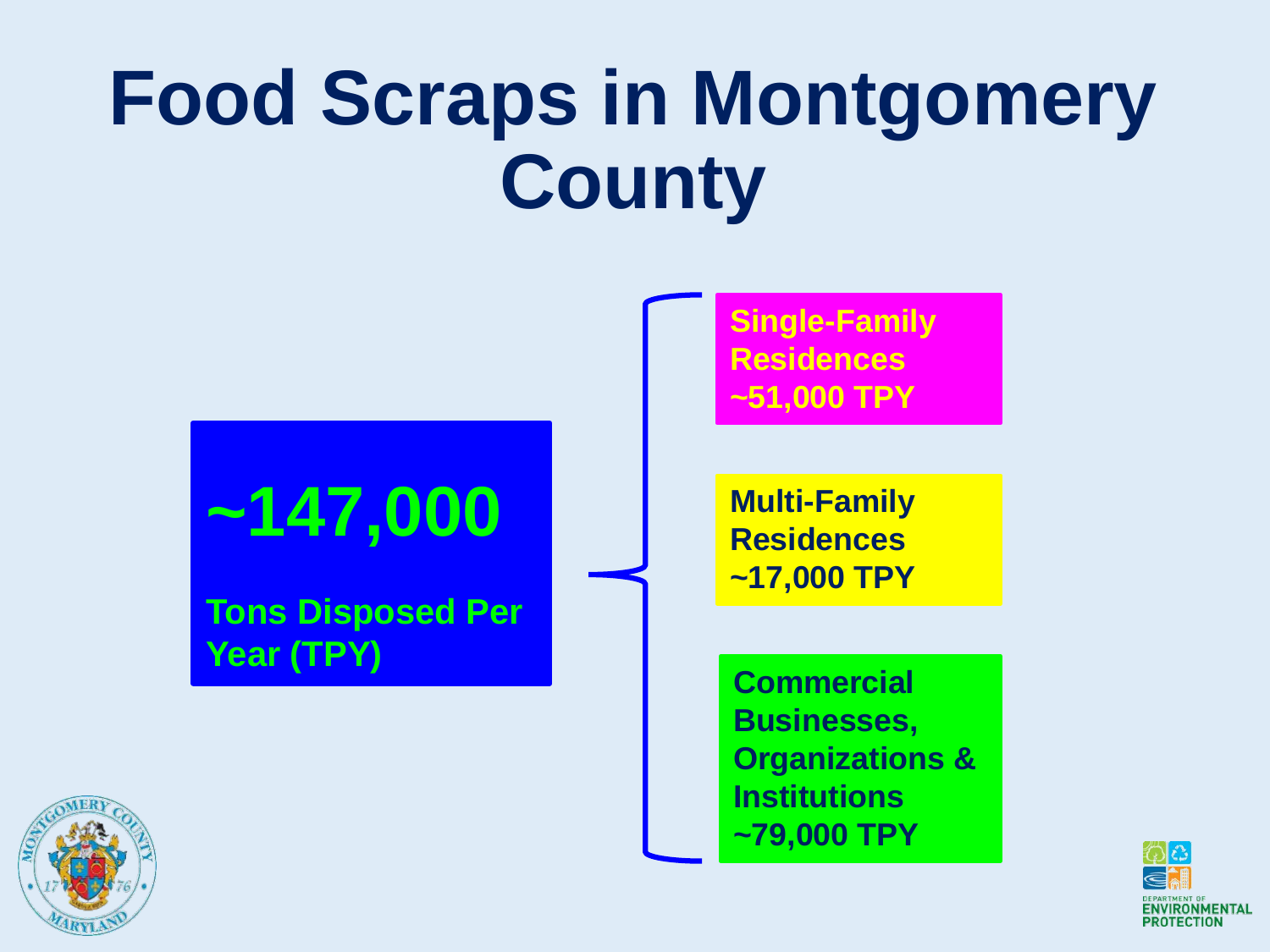# Food Scraps in Montgomery County

**~147,000**

**Tons Disposed Per Year (TPY)**

- **Single-Family Residences ~51,000 TPY**
- **Multi-Family Residences ~17,000 TPY**
- **Commercial Businesses, Organizations & Institutions ~79,000 TPY**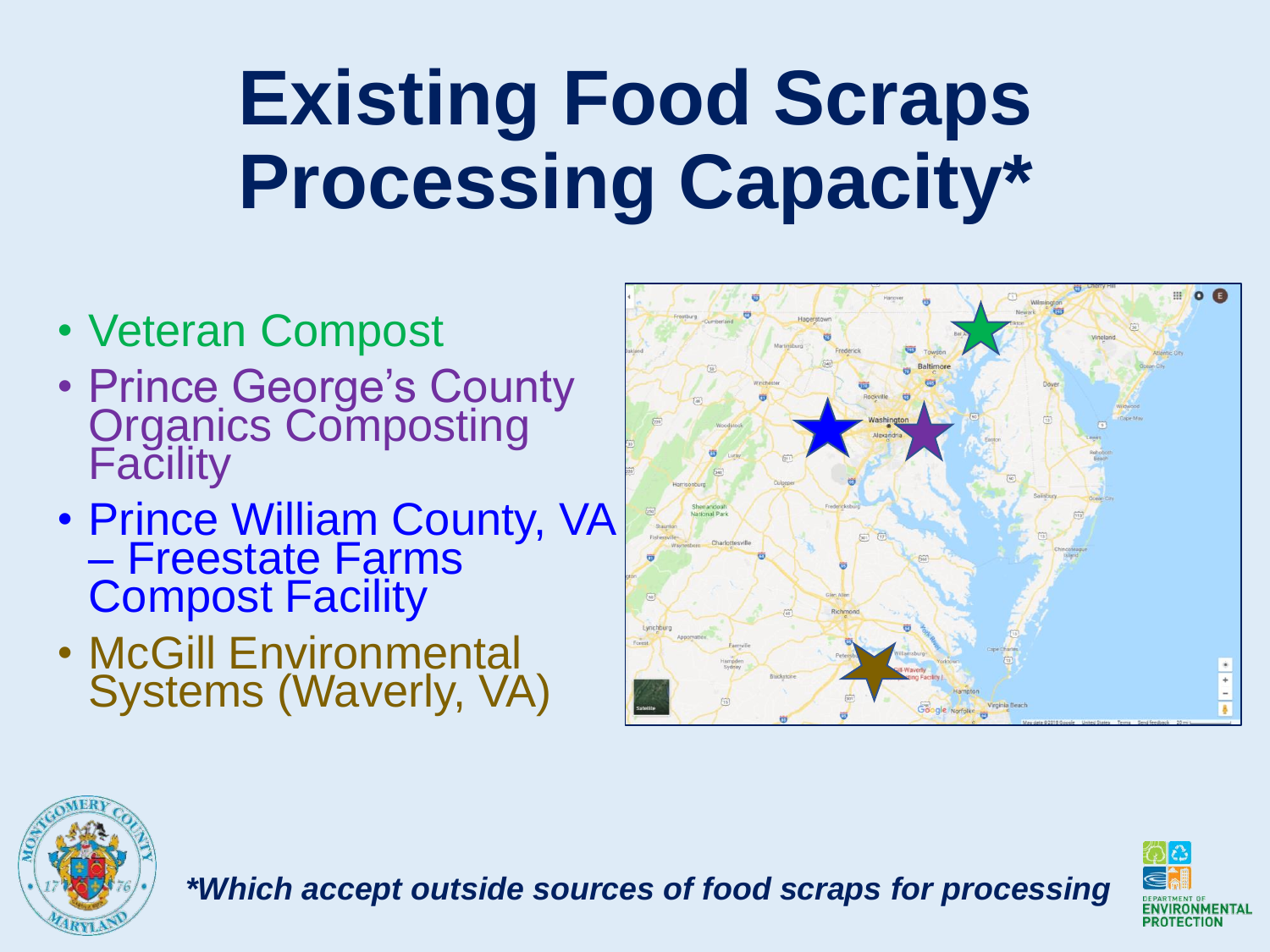# Existing Food Scraps Processing Capacity*

- Veteran Compost
- Prince George's County Organics Composting Facility
- Prince William County, VA – Freestate Farms Compost Facility
- McGill Environmental Systems (Waverly, VA)

*\*Which accept outside sources of food scraps for processing*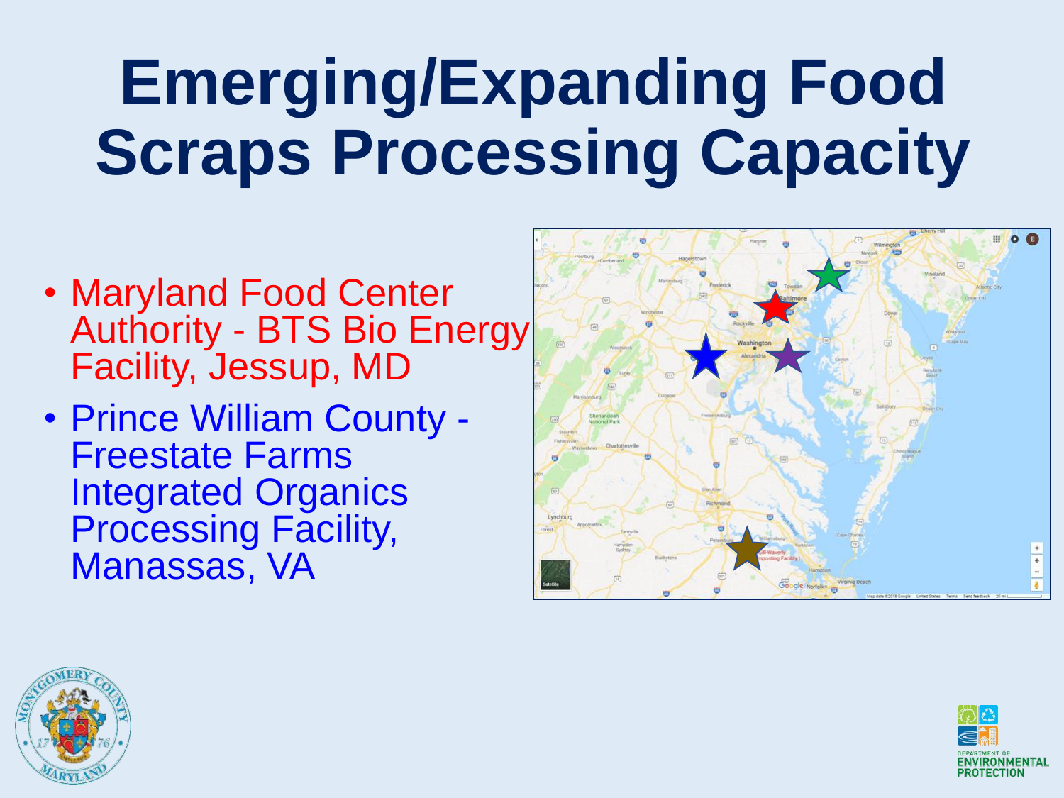# Emerging/Expanding Food Scraps Processing Capacity

- Maryland Food Center Authority - BTS Bio Energy Facility, Jessup, MD
- Prince William County - Freestate Farms Integrated Organics Processing Facility, Manassas, VA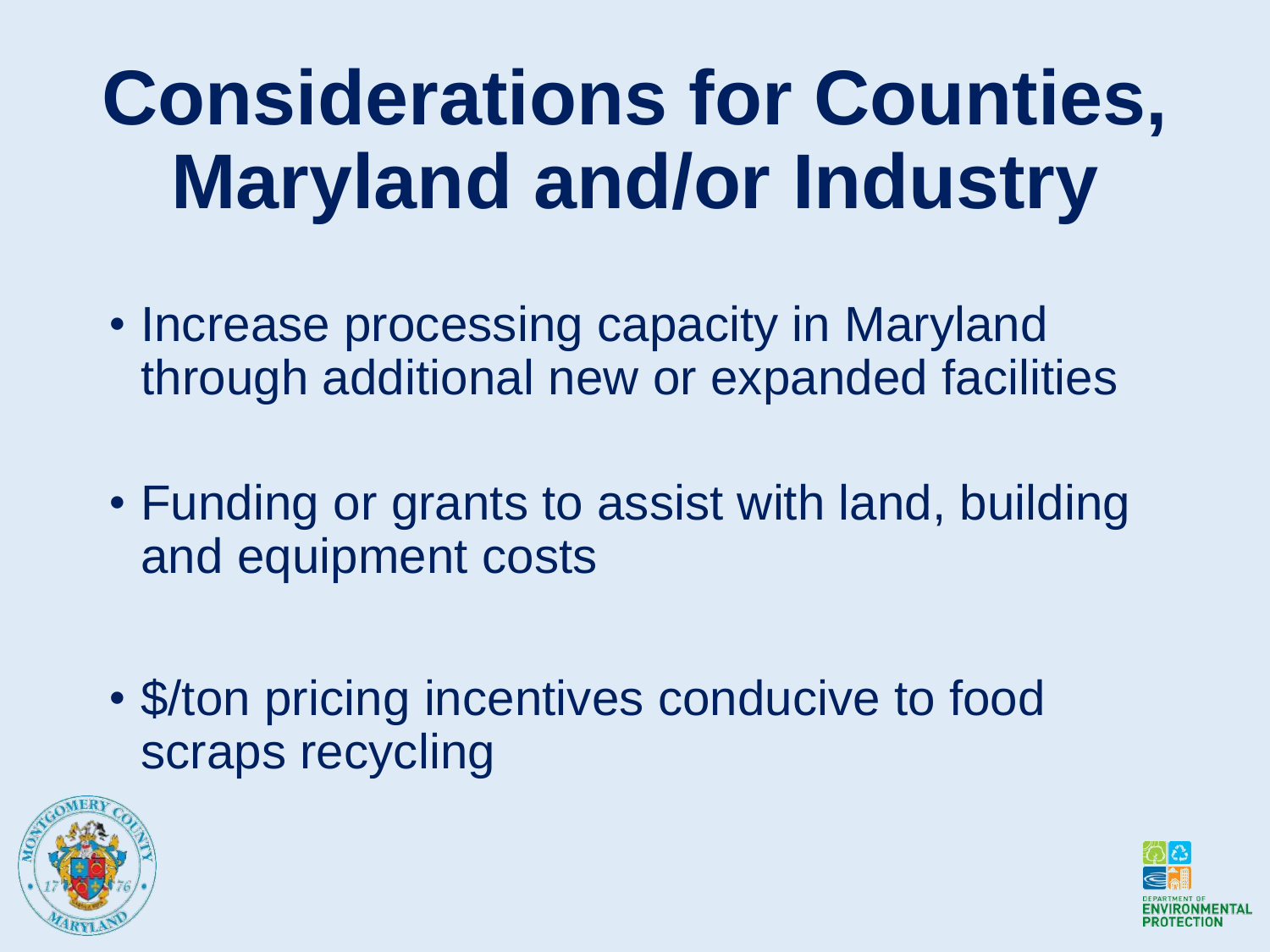# Considerations for Counties, Maryland and/or Industry

- Increase processing capacity in Maryland through additional new or expanded facilities
- Funding or grants to assist with land, building and equipment costs
- $/ton pricing incentives conducive to food scraps recycling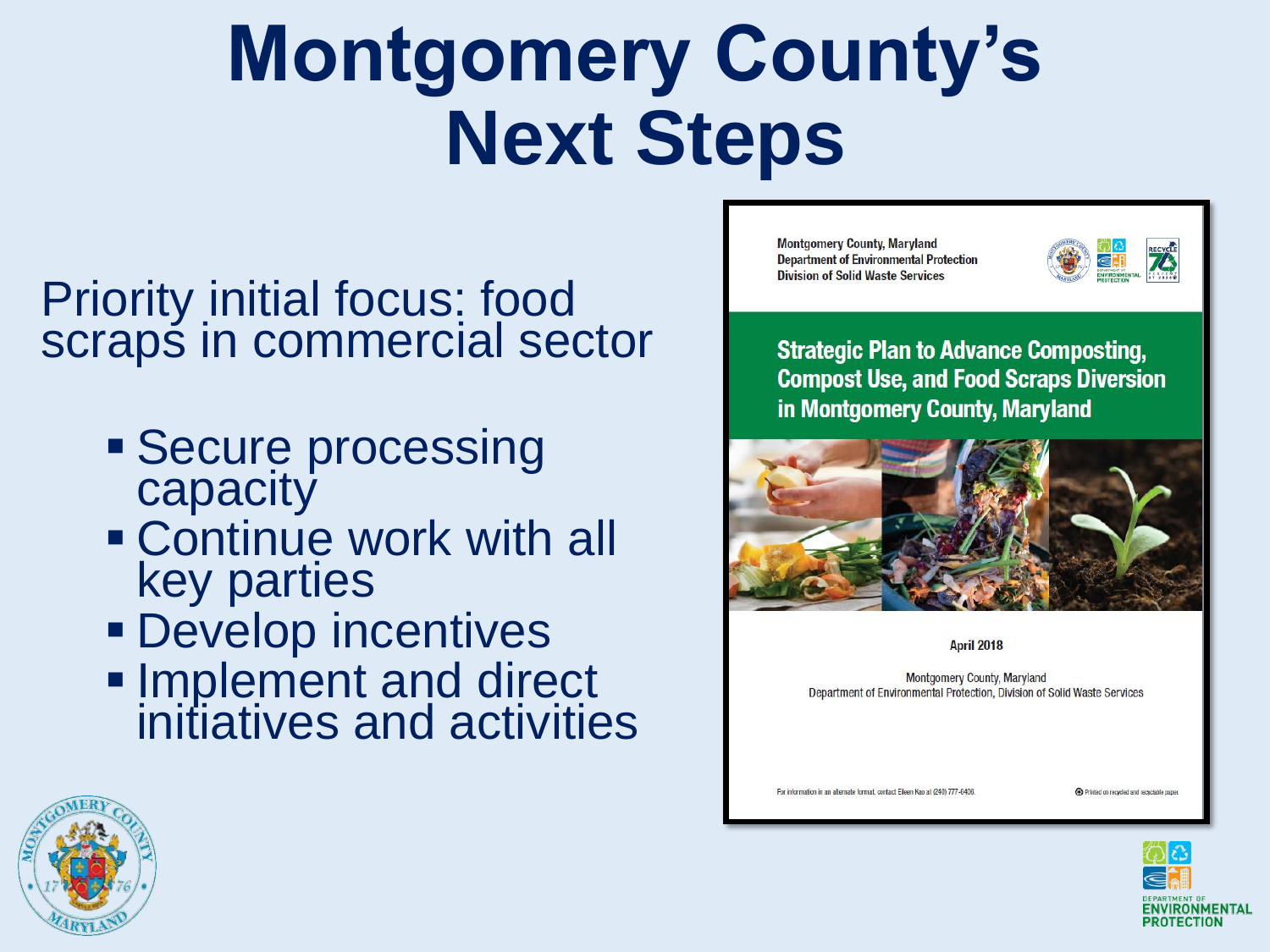# Montgomery County's Next Steps

Priority initial focus: food scraps in commercial sector

- Secure processing capacity
- Continue work with all key parties
- Develop incentives
- Implement and direct initiatives and activities

Montgomery County, Maryland
Department of Environmental Protection
Division of Solid Waste Services

**Strategic Plan to Advance Composting, Compost Use, and Food Scraps Diversion in Montgomery County, Maryland**

April 2018

Montgomery County, Maryland
Department of Environmental Protection, Division of Solid Waste Services

For information in an alternate format, contact Eileen Kao at (240) 777-6406.

Printed on recycled and recyclable paper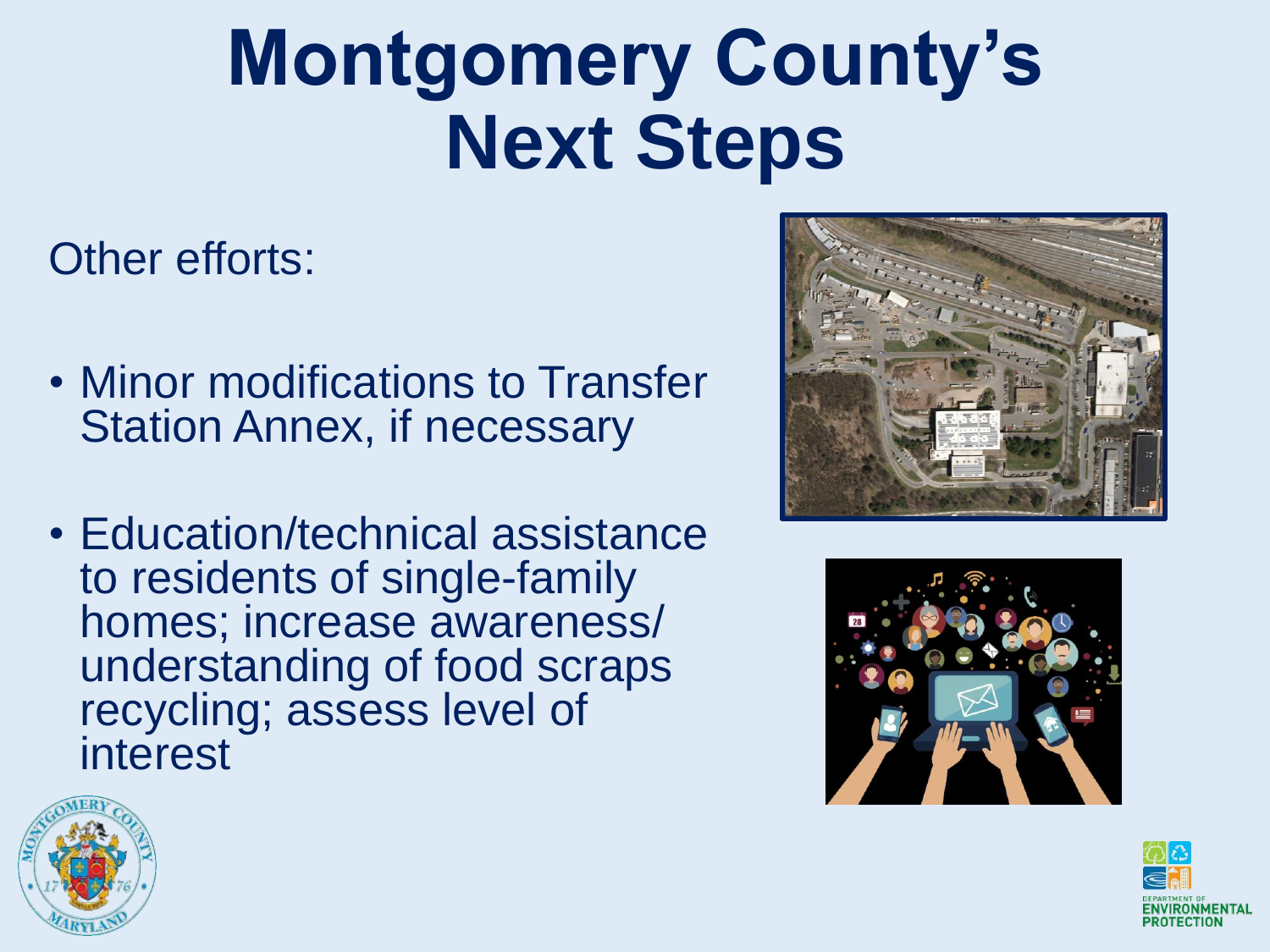# Montgomery County's Next Steps

Other efforts:

- Minor modifications to Transfer Station Annex, if necessary
- Education/technical assistance to residents of single-family homes; increase awareness/ understanding of food scraps recycling; assess level of interest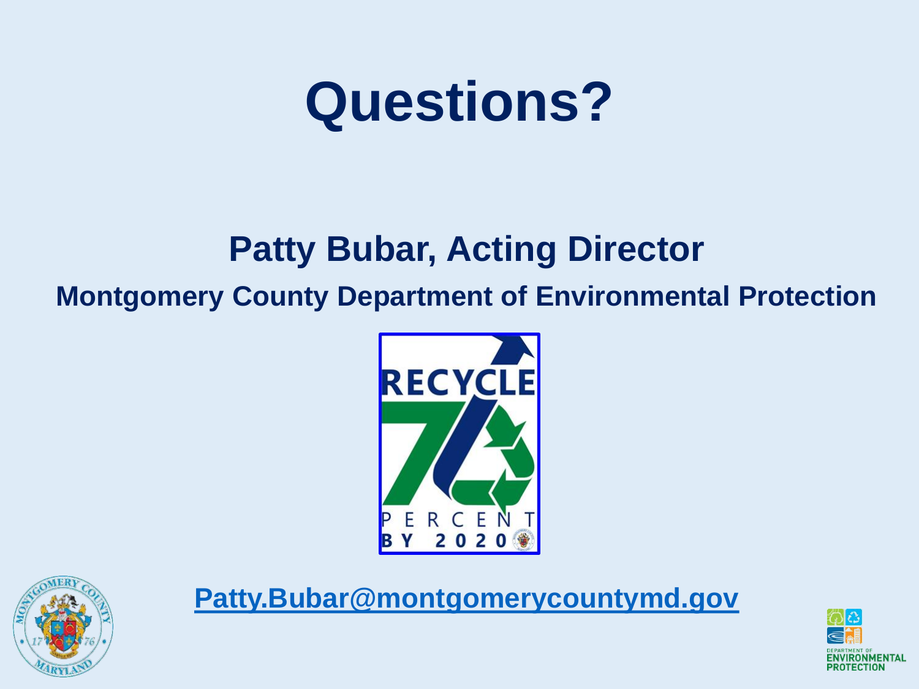# Questions?

## Patty Bubar, Acting Director

**Montgomery County Department of Environmental Protection**

Patty.Bubar@montgomerycountymd.gov